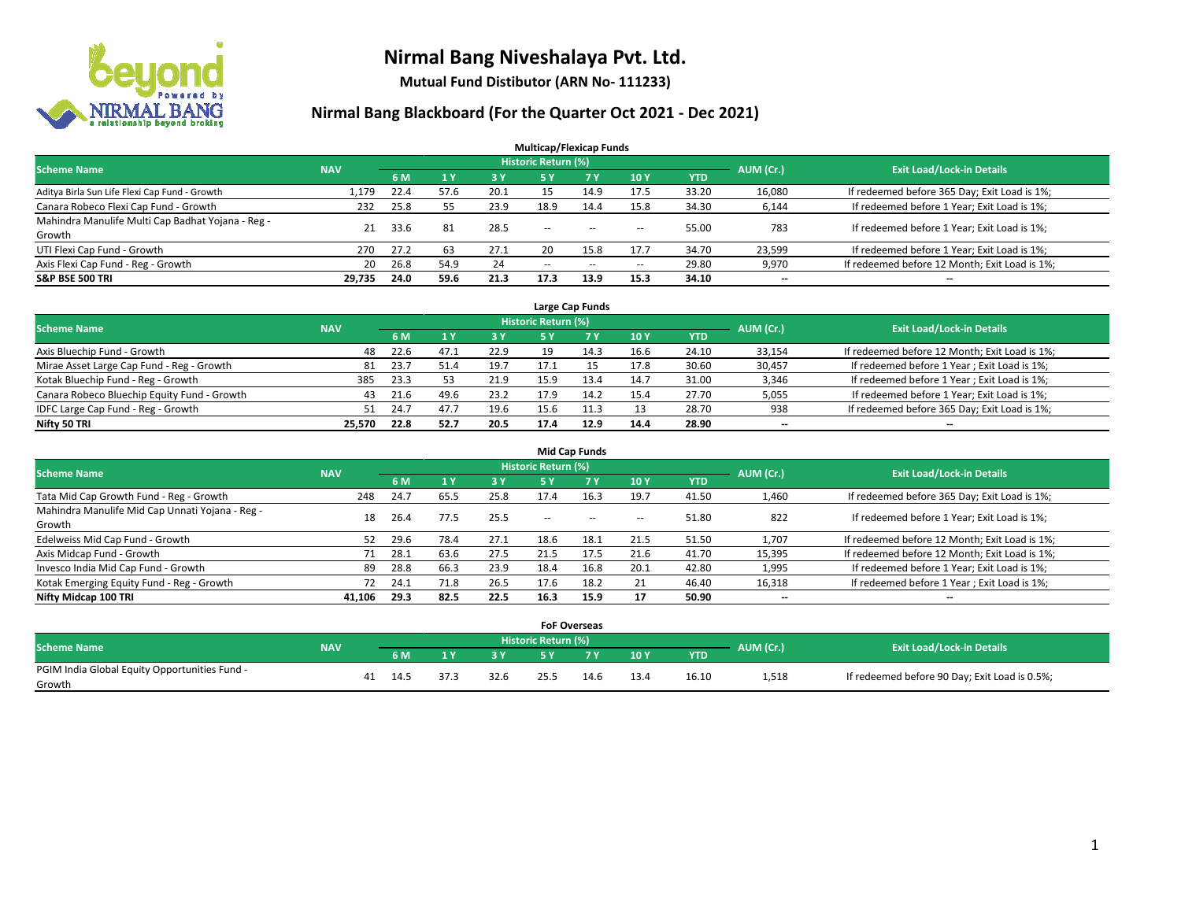# Nirmal Bang Niveshalaya Pvt. Ltd.

**Mutual Fund Distibutor (ARN No- 111233)**

## Nirmal Bang Blackboard (For the Quarter Oct 2021 - Dec 2021)

### Multicap/Flexicap Funds

| Scheme Name | NAV | Historic Return (%) | | | | | | | AUM (Cr.) | Exit Load/Lock-in Details |
|---|---|---|---|---|---|---|---|---|---|---|
| | | 6 M | 1 Y | 3 Y | 5 Y | 7 Y | 10 Y | YTD | | |
| Aditya Birla Sun Life Flexi Cap Fund - Growth | 1,179 | 22.4 | 57.6 | 20.1 | 15 | 14.9 | 17.5 | 33.20 | 16,080 | If redeemed before 365 Day; Exit Load is 1%; |
| Canara Robeco Flexi Cap Fund - Growth | 232 | 25.8 | 55 | 23.9 | 18.9 | 14.4 | 15.8 | 34.30 | 6,144 | If redeemed before 1 Year; Exit Load is 1%; |
| Mahindra Manulife Multi Cap Badhat Yojana - Reg - Growth | 21 | 33.6 | 81 | 28.5 | -- | -- | -- | 55.00 | 783 | If redeemed before 1 Year; Exit Load is 1%; |
| UTI Flexi Cap Fund - Growth | 270 | 27.2 | 63 | 27.1 | 20 | 15.8 | 17.7 | 34.70 | 23,599 | If redeemed before 1 Year; Exit Load is 1%; |
| Axis Flexi Cap Fund - Reg - Growth | 20 | 26.8 | 54.9 | 24 | -- | -- | -- | 29.80 | 9,970 | If redeemed before 12 Month; Exit Load is 1%; |
| **S&P BSE 500 TRI** | **29,735** | **24.0** | **59.6** | **21.3** | **17.3** | **13.9** | **15.3** | **34.10** | **--** | **--** |

### Large Cap Funds

| Scheme Name | NAV | Historic Return (%) | | | | | | | AUM (Cr.) | Exit Load/Lock-in Details |
|---|---|---|---|---|---|---|---|---|---|---|
| | | 6 M | 1 Y | 3 Y | 5 Y | 7 Y | 10 Y | YTD | | |
| Axis Bluechip Fund - Growth | 48 | 22.6 | 47.1 | 22.9 | 19 | 14.3 | 16.6 | 24.10 | 33,154 | If redeemed before 12 Month; Exit Load is 1%; |
| Mirae Asset Large Cap Fund - Reg - Growth | 81 | 23.7 | 51.4 | 19.7 | 17.1 | 15 | 17.8 | 30.60 | 30,457 | If redeemed before 1 Year ; Exit Load is 1%; |
| Kotak Bluechip Fund - Reg - Growth | 385 | 23.3 | 53 | 21.9 | 15.9 | 13.4 | 14.7 | 31.00 | 3,346 | If redeemed before 1 Year ; Exit Load is 1%; |
| Canara Robeco Bluechip Equity Fund - Growth | 43 | 21.6 | 49.6 | 23.2 | 17.9 | 14.2 | 15.4 | 27.70 | 5,055 | If redeemed before 1 Year; Exit Load is 1%; |
| IDFC Large Cap Fund - Reg - Growth | 51 | 24.7 | 47.7 | 19.6 | 15.6 | 11.3 | 13 | 28.70 | 938 | If redeemed before 365 Day; Exit Load is 1%; |
| **Nifty 50 TRI** | **25,570** | **22.8** | **52.7** | **20.5** | **17.4** | **12.9** | **14.4** | **28.90** | **--** | **--** |

### Mid Cap Funds

| Scheme Name | NAV | Historic Return (%) | | | | | | | AUM (Cr.) | Exit Load/Lock-in Details |
|---|---|---|---|---|---|---|---|---|---|---|
| | | 6 M | 1 Y | 3 Y | 5 Y | 7 Y | 10 Y | YTD | | |
| Tata Mid Cap Growth Fund - Reg - Growth | 248 | 24.7 | 65.5 | 25.8 | 17.4 | 16.3 | 19.7 | 41.50 | 1,460 | If redeemed before 365 Day; Exit Load is 1%; |
| Mahindra Manulife Mid Cap Unnati Yojana - Reg - Growth | 18 | 26.4 | 77.5 | 25.5 | -- | -- | -- | 51.80 | 822 | If redeemed before 1 Year; Exit Load is 1%; |
| Edelweiss Mid Cap Fund - Growth | 52 | 29.6 | 78.4 | 27.1 | 18.6 | 18.1 | 21.5 | 51.50 | 1,707 | If redeemed before 12 Month; Exit Load is 1%; |
| Axis Midcap Fund - Growth | 71 | 28.1 | 63.6 | 27.5 | 21.5 | 17.5 | 21.6 | 41.70 | 15,395 | If redeemed before 12 Month; Exit Load is 1%; |
| Invesco India Mid Cap Fund - Growth | 89 | 28.8 | 66.3 | 23.9 | 18.4 | 16.8 | 20.1 | 42.80 | 1,995 | If redeemed before 1 Year; Exit Load is 1%; |
| Kotak Emerging Equity Fund - Reg - Growth | 72 | 24.1 | 71.8 | 26.5 | 17.6 | 18.2 | 21 | 46.40 | 16,318 | If redeemed before 1 Year ; Exit Load is 1%; |
| **Nifty Midcap 100 TRI** | **41,106** | **29.3** | **82.5** | **22.5** | **16.3** | **15.9** | **17** | **50.90** | **--** | **--** |

### FoF Overseas

| Scheme Name | NAV | Historic Return (%) | | | | | | | AUM (Cr.) | Exit Load/Lock-in Details |
|---|---|---|---|---|---|---|---|---|---|---|
| | | 6 M | 1 Y | 3 Y | 5 Y | 7 Y | 10 Y | YTD | | |
| PGIM India Global Equity Opportunities Fund - Growth | 41 | 14.5 | 37.3 | 32.6 | 25.5 | 14.6 | 13.4 | 16.10 | 1,518 | If redeemed before 90 Day; Exit Load is 0.5%; |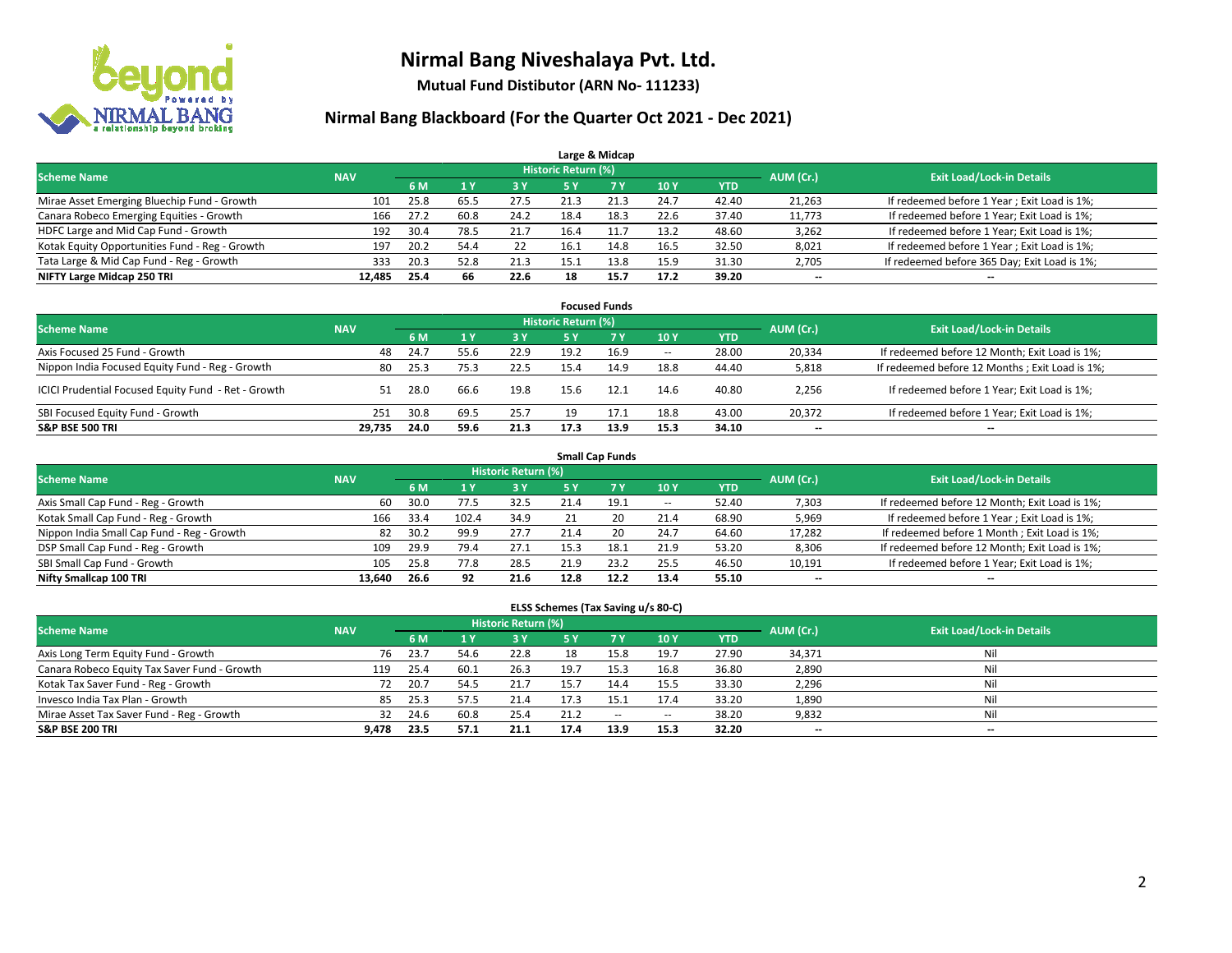# Nirmal Bang Niveshalaya Pvt. Ltd.

**Mutual Fund Distibutor (ARN No- 111233)**

## Nirmal Bang Blackboard (For the Quarter Oct 2021 - Dec 2021)

### Large & Midcap

| Scheme Name | NAV | Historic Return (%) | | | | | | | AUM (Cr.) | Exit Load/Lock-in Details |
|---|---|---|---|---|---|---|---|---|---|---|
| | | 6 M | 1 Y | 3 Y | 5 Y | 7 Y | 10 Y | YTD | | |
| Mirae Asset Emerging Bluechip Fund - Growth | 101 | 25.8 | 65.5 | 27.5 | 21.3 | 21.3 | 24.7 | 42.40 | 21,263 | If redeemed before 1 Year ; Exit Load is 1%; |
| Canara Robeco Emerging Equities - Growth | 166 | 27.2 | 60.8 | 24.2 | 18.4 | 18.3 | 22.6 | 37.40 | 11,773 | If redeemed before 1 Year; Exit Load is 1%; |
| HDFC Large and Mid Cap Fund - Growth | 192 | 30.4 | 78.5 | 21.7 | 16.4 | 11.7 | 13.2 | 48.60 | 3,262 | If redeemed before 1 Year; Exit Load is 1%; |
| Kotak Equity Opportunities Fund - Reg - Growth | 197 | 20.2 | 54.4 | 22 | 16.1 | 14.8 | 16.5 | 32.50 | 8,021 | If redeemed before 1 Year ; Exit Load is 1%; |
| Tata Large & Mid Cap Fund - Reg - Growth | 333 | 20.3 | 52.8 | 21.3 | 15.1 | 13.8 | 15.9 | 31.30 | 2,705 | If redeemed before 365 Day; Exit Load is 1%; |
| **NIFTY Large Midcap 250 TRI** | **12,485** | **25.4** | **66** | **22.6** | **18** | **15.7** | **17.2** | **39.20** | **--** | **--** |

### Focused Funds

| Scheme Name | NAV | Historic Return (%) | | | | | | | AUM (Cr.) | Exit Load/Lock-in Details |
|---|---|---|---|---|---|---|---|---|---|---|
| | | 6 M | 1 Y | 3 Y | 5 Y | 7 Y | 10 Y | YTD | | |
| Axis Focused 25 Fund - Growth | 48 | 24.7 | 55.6 | 22.9 | 19.2 | 16.9 | -- | 28.00 | 20,334 | If redeemed before 12 Month; Exit Load is 1%; |
| Nippon India Focused Equity Fund - Reg - Growth | 80 | 25.3 | 75.3 | 22.5 | 15.4 | 14.9 | 18.8 | 44.40 | 5,818 | If redeemed before 12 Months ; Exit Load is 1%; |
| ICICI Prudential Focused Equity Fund - Ret - Growth | 51 | 28.0 | 66.6 | 19.8 | 15.6 | 12.1 | 14.6 | 40.80 | 2,256 | If redeemed before 1 Year; Exit Load is 1%; |
| SBI Focused Equity Fund - Growth | 251 | 30.8 | 69.5 | 25.7 | 19 | 17.1 | 18.8 | 43.00 | 20,372 | If redeemed before 1 Year; Exit Load is 1%; |
| **S&P BSE 500 TRI** | **29,735** | **24.0** | **59.6** | **21.3** | **17.3** | **13.9** | **15.3** | **34.10** | **--** | **--** |

### Small Cap Funds

| Scheme Name | NAV | Historic Return (%) | | | | | | | AUM (Cr.) | Exit Load/Lock-in Details |
|---|---|---|---|---|---|---|---|---|---|---|
| | | 6 M | 1 Y | 3 Y | 5 Y | 7 Y | 10 Y | YTD | | |
| Axis Small Cap Fund - Reg - Growth | 60 | 30.0 | 77.5 | 32.5 | 21.4 | 19.1 | -- | 52.40 | 7,303 | If redeemed before 12 Month; Exit Load is 1%; |
| Kotak Small Cap Fund - Reg - Growth | 166 | 33.4 | 102.4 | 34.9 | 21 | 20 | 21.4 | 68.90 | 5,969 | If redeemed before 1 Year ; Exit Load is 1%; |
| Nippon India Small Cap Fund - Reg - Growth | 82 | 30.2 | 99.9 | 27.7 | 21.4 | 20 | 24.7 | 64.60 | 17,282 | If redeemed before 1 Month ; Exit Load is 1%; |
| DSP Small Cap Fund - Reg - Growth | 109 | 29.9 | 79.4 | 27.1 | 15.3 | 18.1 | 21.9 | 53.20 | 8,306 | If redeemed before 12 Month; Exit Load is 1%; |
| SBI Small Cap Fund - Growth | 105 | 25.8 | 77.8 | 28.5 | 21.9 | 23.2 | 25.5 | 46.50 | 10,191 | If redeemed before 1 Year; Exit Load is 1%; |
| **Nifty Smallcap 100 TRI** | **13,640** | **26.6** | **92** | **21.6** | **12.8** | **12.2** | **13.4** | **55.10** | **--** | **--** |

### ELSS Schemes (Tax Saving u/s 80-C)

| Scheme Name | NAV | Historic Return (%) | | | | | | | AUM (Cr.) | Exit Load/Lock-in Details |
|---|---|---|---|---|---|---|---|---|---|---|
| | | 6 M | 1 Y | 3 Y | 5 Y | 7 Y | 10 Y | YTD | | |
| Axis Long Term Equity Fund - Growth | 76 | 23.7 | 54.6 | 22.8 | 18 | 15.8 | 19.7 | 27.90 | 34,371 | Nil |
| Canara Robeco Equity Tax Saver Fund - Growth | 119 | 25.4 | 60.1 | 26.3 | 19.7 | 15.3 | 16.8 | 36.80 | 2,890 | Nil |
| Kotak Tax Saver Fund - Reg - Growth | 72 | 20.7 | 54.5 | 21.7 | 15.7 | 14.4 | 15.5 | 33.30 | 2,296 | Nil |
| Invesco India Tax Plan - Growth | 85 | 25.3 | 57.5 | 21.4 | 17.3 | 15.1 | 17.4 | 33.20 | 1,890 | Nil |
| Mirae Asset Tax Saver Fund - Reg - Growth | 32 | 24.6 | 60.8 | 25.4 | 21.2 | -- | -- | 38.20 | 9,832 | Nil |
| **S&P BSE 200 TRI** | **9,478** | **23.5** | **57.1** | **21.1** | **17.4** | **13.9** | **15.3** | **32.20** | **--** | **--** |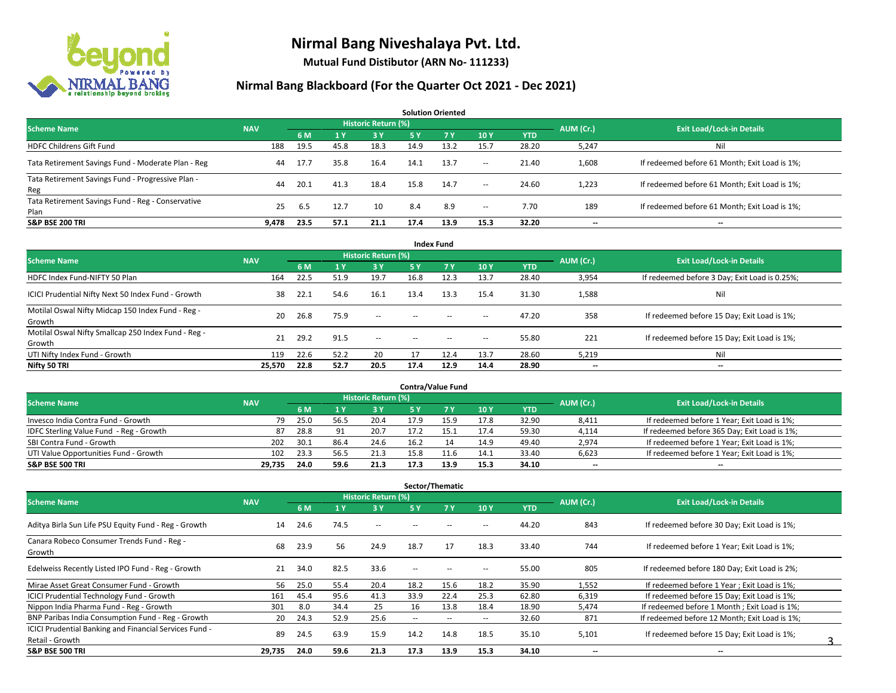# Nirmal Bang Niveshalaya Pvt. Ltd.

**Mutual Fund Distibutor (ARN No- 111233)**

## Nirmal Bang Blackboard (For the Quarter Oct 2021 - Dec 2021)

### Solution Oriented

| Scheme Name | NAV | Historic Return (%) | | | | | | | AUM (Cr.) | Exit Load/Lock-in Details |
|---|---|---|---|---|---|---|---|---|---|---|
| | | 6 M | 1 Y | 3 Y | 5 Y | 7 Y | 10 Y | YTD | | |
| HDFC Childrens Gift Fund | 188 | 19.5 | 45.8 | 18.3 | 14.9 | 13.2 | 15.7 | 28.20 | 5,247 | Nil |
| Tata Retirement Savings Fund - Moderate Plan - Reg | 44 | 17.7 | 35.8 | 16.4 | 14.1 | 13.7 | -- | 21.40 | 1,608 | If redeemed before 61 Month; Exit Load is 1%; |
| Tata Retirement Savings Fund - Progressive Plan - Reg | 44 | 20.1 | 41.3 | 18.4 | 15.8 | 14.7 | -- | 24.60 | 1,223 | If redeemed before 61 Month; Exit Load is 1%; |
| Tata Retirement Savings Fund - Reg - Conservative Plan | 25 | 6.5 | 12.7 | 10 | 8.4 | 8.9 | -- | 7.70 | 189 | If redeemed before 61 Month; Exit Load is 1%; |
| **S&P BSE 200 TRI** | **9,478** | **23.5** | **57.1** | **21.1** | **17.4** | **13.9** | **15.3** | **32.20** | **--** | **--** |

### Index Fund

| Scheme Name | NAV | Historic Return (%) | | | | | | | AUM (Cr.) | Exit Load/Lock-in Details |
|---|---|---|---|---|---|---|---|---|---|---|
| | | 6 M | 1 Y | 3 Y | 5 Y | 7 Y | 10 Y | YTD | | |
| HDFC Index Fund-NIFTY 50 Plan | 164 | 22.5 | 51.9 | 19.7 | 16.8 | 12.3 | 13.7 | 28.40 | 3,954 | If redeemed before 3 Day; Exit Load is 0.25%; |
| ICICI Prudential Nifty Next 50 Index Fund - Growth | 38 | 22.1 | 54.6 | 16.1 | 13.4 | 13.3 | 15.4 | 31.30 | 1,588 | Nil |
| Motilal Oswal Nifty Midcap 150 Index Fund - Reg - Growth | 20 | 26.8 | 75.9 | -- | -- | -- | -- | 47.20 | 358 | If redeemed before 15 Day; Exit Load is 1%; |
| Motilal Oswal Nifty Smallcap 250 Index Fund - Reg - Growth | 21 | 29.2 | 91.5 | -- | -- | -- | -- | 55.80 | 221 | If redeemed before 15 Day; Exit Load is 1%; |
| UTI Nifty Index Fund - Growth | 119 | 22.6 | 52.2 | 20 | 17 | 12.4 | 13.7 | 28.60 | 5,219 | Nil |
| **Nifty 50 TRI** | **25,570** | **22.8** | **52.7** | **20.5** | **17.4** | **12.9** | **14.4** | **28.90** | **--** | **--** |

### Contra/Value Fund

| Scheme Name | NAV | Historic Return (%) | | | | | | | AUM (Cr.) | Exit Load/Lock-in Details |
|---|---|---|---|---|---|---|---|---|---|---|
| | | 6 M | 1 Y | 3 Y | 5 Y | 7 Y | 10 Y | YTD | | |
| Invesco India Contra Fund - Growth | 79 | 25.0 | 56.5 | 20.4 | 17.9 | 15.9 | 17.8 | 32.90 | 8,411 | If redeemed before 1 Year; Exit Load is 1%; |
| IDFC Sterling Value Fund - Reg - Growth | 87 | 28.8 | 91 | 20.7 | 17.2 | 15.1 | 17.4 | 59.30 | 4,114 | If redeemed before 365 Day; Exit Load is 1%; |
| SBI Contra Fund - Growth | 202 | 30.1 | 86.4 | 24.6 | 16.2 | 14 | 14.9 | 49.40 | 2,974 | If redeemed before 1 Year; Exit Load is 1%; |
| UTI Value Opportunities Fund - Growth | 102 | 23.3 | 56.5 | 21.3 | 15.8 | 11.6 | 14.1 | 33.40 | 6,623 | If redeemed before 1 Year; Exit Load is 1%; |
| **S&P BSE 500 TRI** | **29,735** | **24.0** | **59.6** | **21.3** | **17.3** | **13.9** | **15.3** | **34.10** | **--** | **--** |

### Sector/Thematic

| Scheme Name | NAV | Historic Return (%) | | | | | | | AUM (Cr.) | Exit Load/Lock-in Details |
|---|---|---|---|---|---|---|---|---|---|---|
| | | 6 M | 1 Y | 3 Y | 5 Y | 7 Y | 10 Y | YTD | | |
| Aditya Birla Sun Life PSU Equity Fund - Reg - Growth | 14 | 24.6 | 74.5 | -- | -- | -- | -- | 44.20 | 843 | If redeemed before 30 Day; Exit Load is 1%; |
| Canara Robeco Consumer Trends Fund - Reg - Growth | 68 | 23.9 | 56 | 24.9 | 18.7 | 17 | 18.3 | 33.40 | 744 | If redeemed before 1 Year; Exit Load is 1%; |
| Edelweiss Recently Listed IPO Fund - Reg - Growth | 21 | 34.0 | 82.5 | 33.6 | -- | -- | -- | 55.00 | 805 | If redeemed before 180 Day; Exit Load is 2%; |
| Mirae Asset Great Consumer Fund - Growth | 56 | 25.0 | 55.4 | 20.4 | 18.2 | 15.6 | 18.2 | 35.90 | 1,552 | If redeemed before 1 Year ; Exit Load is 1%; |
| ICICI Prudential Technology Fund - Growth | 161 | 45.4 | 95.6 | 41.3 | 33.9 | 22.4 | 25.3 | 62.80 | 6,319 | If redeemed before 15 Day; Exit Load is 1%; |
| Nippon India Pharma Fund - Reg - Growth | 301 | 8.0 | 34.4 | 25 | 16 | 13.8 | 18.4 | 18.90 | 5,474 | If redeemed before 1 Month ; Exit Load is 1%; |
| BNP Paribas India Consumption Fund - Reg - Growth | 20 | 24.3 | 52.9 | 25.6 | -- | -- | -- | 32.60 | 871 | If redeemed before 12 Month; Exit Load is 1%; |
| ICICI Prudential Banking and Financial Services Fund - Retail - Growth | 89 | 24.5 | 63.9 | 15.9 | 14.2 | 14.8 | 18.5 | 35.10 | 5,101 | If redeemed before 15 Day; Exit Load is 1%; |
| **S&P BSE 500 TRI** | **29,735** | **24.0** | **59.6** | **21.3** | **17.3** | **13.9** | **15.3** | **34.10** | **--** | **--** |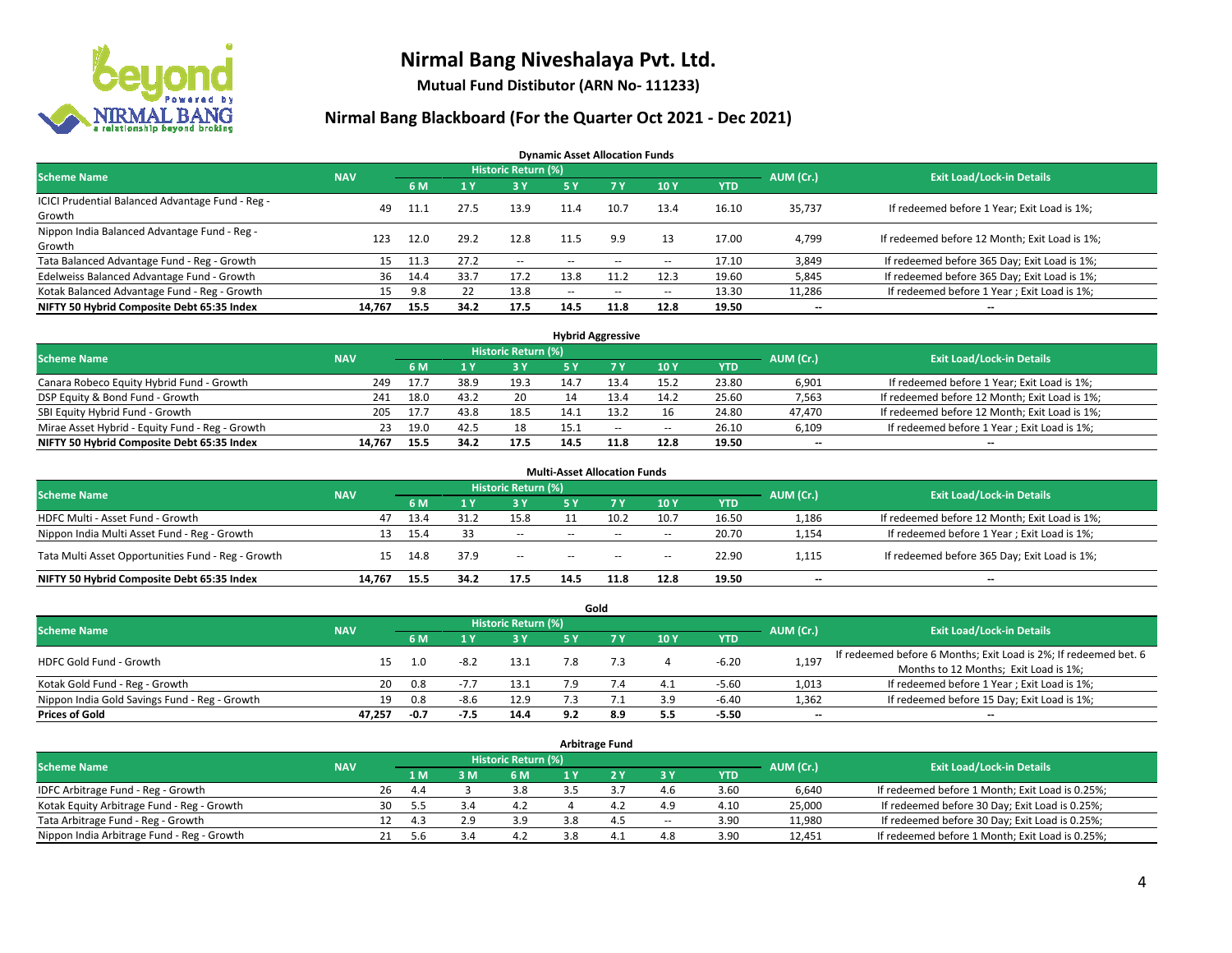# Nirmal Bang Niveshalaya Pvt. Ltd.

**Mutual Fund Distibutor (ARN No- 111233)**

## Nirmal Bang Blackboard (For the Quarter Oct 2021 - Dec 2021)

### Dynamic Asset Allocation Funds

| Scheme Name | NAV | Historic Return (%) | | | | | | | AUM (Cr.) | Exit Load/Lock-in Details |
|---|---|---|---|---|---|---|---|---|---|---|
| | | 6 M | 1 Y | 3 Y | 5 Y | 7 Y | 10 Y | YTD | | |
| ICICI Prudential Balanced Advantage Fund - Reg - Growth | 49 | 11.1 | 27.5 | 13.9 | 11.4 | 10.7 | 13.4 | 16.10 | 35,737 | If redeemed before 1 Year; Exit Load is 1%; |
| Nippon India Balanced Advantage Fund - Reg - Growth | 123 | 12.0 | 29.2 | 12.8 | 11.5 | 9.9 | 13 | 17.00 | 4,799 | If redeemed before 12 Month; Exit Load is 1%; |
| Tata Balanced Advantage Fund - Reg - Growth | 15 | 11.3 | 27.2 | -- | -- | -- | -- | 17.10 | 3,849 | If redeemed before 365 Day; Exit Load is 1%; |
| Edelweiss Balanced Advantage Fund - Growth | 36 | 14.4 | 33.7 | 17.2 | 13.8 | 11.2 | 12.3 | 19.60 | 5,845 | If redeemed before 365 Day; Exit Load is 1%; |
| Kotak Balanced Advantage Fund - Reg - Growth | 15 | 9.8 | 22 | 13.8 | -- | -- | -- | 13.30 | 11,286 | If redeemed before 1 Year ; Exit Load is 1%; |
| **NIFTY 50 Hybrid Composite Debt 65:35 Index** | **14,767** | **15.5** | **34.2** | **17.5** | **14.5** | **11.8** | **12.8** | **19.50** | **--** | **--** |

### Hybrid Aggressive

| Scheme Name | NAV | Historic Return (%) | | | | | | | AUM (Cr.) | Exit Load/Lock-in Details |
|---|---|---|---|---|---|---|---|---|---|---|
| | | 6 M | 1 Y | 3 Y | 5 Y | 7 Y | 10 Y | YTD | | |
| Canara Robeco Equity Hybrid Fund - Growth | 249 | 17.7 | 38.9 | 19.3 | 14.7 | 13.4 | 15.2 | 23.80 | 6,901 | If redeemed before 1 Year; Exit Load is 1%; |
| DSP Equity & Bond Fund - Growth | 241 | 18.0 | 43.2 | 20 | 14 | 13.4 | 14.2 | 25.60 | 7,563 | If redeemed before 12 Month; Exit Load is 1%; |
| SBI Equity Hybrid Fund - Growth | 205 | 17.7 | 43.8 | 18.5 | 14.1 | 13.2 | 16 | 24.80 | 47,470 | If redeemed before 12 Month; Exit Load is 1%; |
| Mirae Asset Hybrid - Equity Fund - Reg - Growth | 23 | 19.0 | 42.5 | 18 | 15.1 | -- | -- | 26.10 | 6,109 | If redeemed before 1 Year ; Exit Load is 1%; |
| **NIFTY 50 Hybrid Composite Debt 65:35 Index** | **14,767** | **15.5** | **34.2** | **17.5** | **14.5** | **11.8** | **12.8** | **19.50** | **--** | **--** |

### Multi-Asset Allocation Funds

| Scheme Name | NAV | Historic Return (%) | | | | | | | AUM (Cr.) | Exit Load/Lock-in Details |
|---|---|---|---|---|---|---|---|---|---|---|
| | | 6 M | 1 Y | 3 Y | 5 Y | 7 Y | 10 Y | YTD | | |
| HDFC Multi - Asset Fund - Growth | 47 | 13.4 | 31.2 | 15.8 | 11 | 10.2 | 10.7 | 16.50 | 1,186 | If redeemed before 12 Month; Exit Load is 1%; |
| Nippon India Multi Asset Fund - Reg - Growth | 13 | 15.4 | 33 | -- | -- | -- | -- | 20.70 | 1,154 | If redeemed before 1 Year ; Exit Load is 1%; |
| Tata Multi Asset Opportunities Fund - Reg - Growth | 15 | 14.8 | 37.9 | -- | -- | -- | -- | 22.90 | 1,115 | If redeemed before 365 Day; Exit Load is 1%; |
| **NIFTY 50 Hybrid Composite Debt 65:35 Index** | **14,767** | **15.5** | **34.2** | **17.5** | **14.5** | **11.8** | **12.8** | **19.50** | **--** | **--** |

### Gold

| Scheme Name | NAV | Historic Return (%) | | | | | | | AUM (Cr.) | Exit Load/Lock-in Details |
|---|---|---|---|---|---|---|---|---|---|---|
| | | 6 M | 1 Y | 3 Y | 5 Y | 7 Y | 10 Y | YTD | | |
| HDFC Gold Fund - Growth | 15 | 1.0 | -8.2 | 13.1 | 7.8 | 7.3 | 4 | -6.20 | 1,197 | If redeemed before 6 Months; Exit Load is 2%; If redeemed bet. 6 Months to 12 Months; Exit Load is 1%; |
| Kotak Gold Fund - Reg - Growth | 20 | 0.8 | -7.7 | 13.1 | 7.9 | 7.4 | 4.1 | -5.60 | 1,013 | If redeemed before 1 Year ; Exit Load is 1%; |
| Nippon India Gold Savings Fund - Reg - Growth | 19 | 0.8 | -8.6 | 12.9 | 7.3 | 7.1 | 3.9 | -6.40 | 1,362 | If redeemed before 15 Day; Exit Load is 1%; |
| **Prices of Gold** | **47,257** | **-0.7** | **-7.5** | **14.4** | **9.2** | **8.9** | **5.5** | **-5.50** | **--** | **--** |

### Arbitrage Fund

| Scheme Name | NAV | Historic Return (%) | | | | | | | AUM (Cr.) | Exit Load/Lock-in Details |
|---|---|---|---|---|---|---|---|---|---|---|
| | | 1 M | 3 M | 6 M | 1 Y | 2 Y | 3 Y | YTD | | |
| IDFC Arbitrage Fund - Reg - Growth | 26 | 4.4 | 3 | 3.8 | 3.5 | 3.7 | 4.6 | 3.60 | 6,640 | If redeemed before 1 Month; Exit Load is 0.25%; |
| Kotak Equity Arbitrage Fund - Reg - Growth | 30 | 5.5 | 3.4 | 4.2 | 4 | 4.2 | 4.9 | 4.10 | 25,000 | If redeemed before 30 Day; Exit Load is 0.25%; |
| Tata Arbitrage Fund - Reg - Growth | 12 | 4.3 | 2.9 | 3.9 | 3.8 | 4.5 | -- | 3.90 | 11,980 | If redeemed before 30 Day; Exit Load is 0.25%; |
| Nippon India Arbitrage Fund - Reg - Growth | 21 | 5.6 | 3.4 | 4.2 | 3.8 | 4.1 | 4.8 | 3.90 | 12,451 | If redeemed before 1 Month; Exit Load is 0.25%; |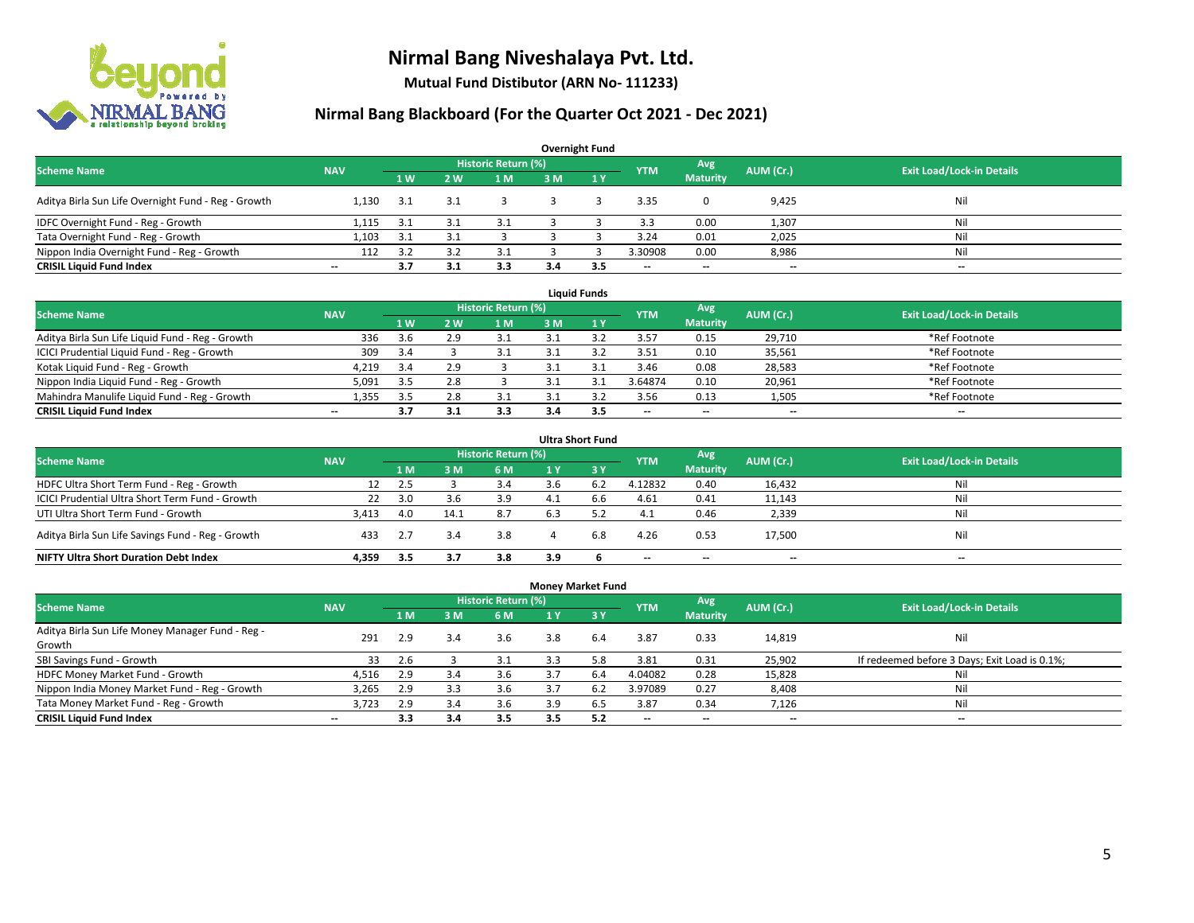# Nirmal Bang Niveshalaya Pvt. Ltd.

**Mutual Fund Distibutor (ARN No- 111233)**

## Nirmal Bang Blackboard (For the Quarter Oct 2021 - Dec 2021)

### Overnight Fund

| Scheme Name | NAV | Historic Return (%) | | | | | YTM | Avg Maturity | AUM (Cr.) | Exit Load/Lock-in Details |
|---|---|---|---|---|---|---|---|---|---|---|
| | | 1 W | 2 W | 1 M | 3 M | 1 Y | | | | |
| Aditya Birla Sun Life Overnight Fund - Reg - Growth | 1,130 | 3.1 | 3.1 | 3 | 3 | 3 | 3.35 | 0 | 9,425 | Nil |
| IDFC Overnight Fund - Reg - Growth | 1,115 | 3.1 | 3.1 | 3.1 | 3 | 3 | 3.3 | 0.00 | 1,307 | Nil |
| Tata Overnight Fund - Reg - Growth | 1,103 | 3.1 | 3.1 | 3 | 3 | 3 | 3.24 | 0.01 | 2,025 | Nil |
| Nippon India Overnight Fund - Reg - Growth | 112 | 3.2 | 3.2 | 3.1 | 3 | 3 | 3.30908 | 0.00 | 8,986 | Nil |
| **CRISIL Liquid Fund Index** | -- | **3.7** | **3.1** | **3.3** | **3.4** | **3.5** | -- | -- | -- | -- |

### Liquid Funds

| Scheme Name | NAV | Historic Return (%) | | | | | YTM | Avg Maturity | AUM (Cr.) | Exit Load/Lock-in Details |
|---|---|---|---|---|---|---|---|---|---|---|
| | | 1 W | 2 W | 1 M | 3 M | 1 Y | | | | |
| Aditya Birla Sun Life Liquid Fund - Reg - Growth | 336 | 3.6 | 2.9 | 3.1 | 3.1 | 3.2 | 3.57 | 0.15 | 29,710 | *Ref Footnote |
| ICICI Prudential Liquid Fund - Reg - Growth | 309 | 3.4 | 3 | 3.1 | 3.1 | 3.2 | 3.51 | 0.10 | 35,561 | *Ref Footnote |
| Kotak Liquid Fund - Reg - Growth | 4,219 | 3.4 | 2.9 | 3 | 3.1 | 3.1 | 3.46 | 0.08 | 28,583 | *Ref Footnote |
| Nippon India Liquid Fund - Reg - Growth | 5,091 | 3.5 | 2.8 | 3 | 3.1 | 3.1 | 3.64874 | 0.10 | 20,961 | *Ref Footnote |
| Mahindra Manulife Liquid Fund - Reg - Growth | 1,355 | 3.5 | 2.8 | 3.1 | 3.1 | 3.2 | 3.56 | 0.13 | 1,505 | *Ref Footnote |
| **CRISIL Liquid Fund Index** | -- | **3.7** | **3.1** | **3.3** | **3.4** | **3.5** | -- | -- | -- | -- |

### Ultra Short Fund

| Scheme Name | NAV | Historic Return (%) | | | | | YTM | Avg Maturity | AUM (Cr.) | Exit Load/Lock-in Details |
|---|---|---|---|---|---|---|---|---|---|---|
| | | 1 M | 3 M | 6 M | 1 Y | 3 Y | | | | |
| HDFC Ultra Short Term Fund - Reg - Growth | 12 | 2.5 | 3 | 3.4 | 3.6 | 6.2 | 4.12832 | 0.40 | 16,432 | Nil |
| ICICI Prudential Ultra Short Term Fund - Growth | 22 | 3.0 | 3.6 | 3.9 | 4.1 | 6.6 | 4.61 | 0.41 | 11,143 | Nil |
| UTI Ultra Short Term Fund - Growth | 3,413 | 4.0 | 14.1 | 8.7 | 6.3 | 5.2 | 4.1 | 0.46 | 2,339 | Nil |
| Aditya Birla Sun Life Savings Fund - Reg - Growth | 433 | 2.7 | 3.4 | 3.8 | 4 | 6.8 | 4.26 | 0.53 | 17,500 | Nil |
| **NIFTY Ultra Short Duration Debt Index** | **4,359** | **3.5** | **3.7** | **3.8** | **3.9** | **6** | -- | -- | -- | -- |

### Money Market Fund

| Scheme Name | NAV | Historic Return (%) | | | | | YTM | Avg Maturity | AUM (Cr.) | Exit Load/Lock-in Details |
|---|---|---|---|---|---|---|---|---|---|---|
| | | 1 M | 3 M | 6 M | 1 Y | 3 Y | | | | |
| Aditya Birla Sun Life Money Manager Fund - Reg - Growth | 291 | 2.9 | 3.4 | 3.6 | 3.8 | 6.4 | 3.87 | 0.33 | 14,819 | Nil |
| SBI Savings Fund - Growth | 33 | 2.6 | 3 | 3.1 | 3.3 | 5.8 | 3.81 | 0.31 | 25,902 | If redeemed before 3 Days; Exit Load is 0.1%; |
| HDFC Money Market Fund - Growth | 4,516 | 2.9 | 3.4 | 3.6 | 3.7 | 6.4 | 4.04082 | 0.28 | 15,828 | Nil |
| Nippon India Money Market Fund - Reg - Growth | 3,265 | 2.9 | 3.3 | 3.6 | 3.7 | 6.2 | 3.97089 | 0.27 | 8,408 | Nil |
| Tata Money Market Fund - Reg - Growth | 3,723 | 2.9 | 3.4 | 3.6 | 3.9 | 6.5 | 3.87 | 0.34 | 7,126 | Nil |
| **CRISIL Liquid Fund Index** | -- | **3.3** | **3.4** | **3.5** | **3.5** | **5.2** | -- | -- | -- | -- |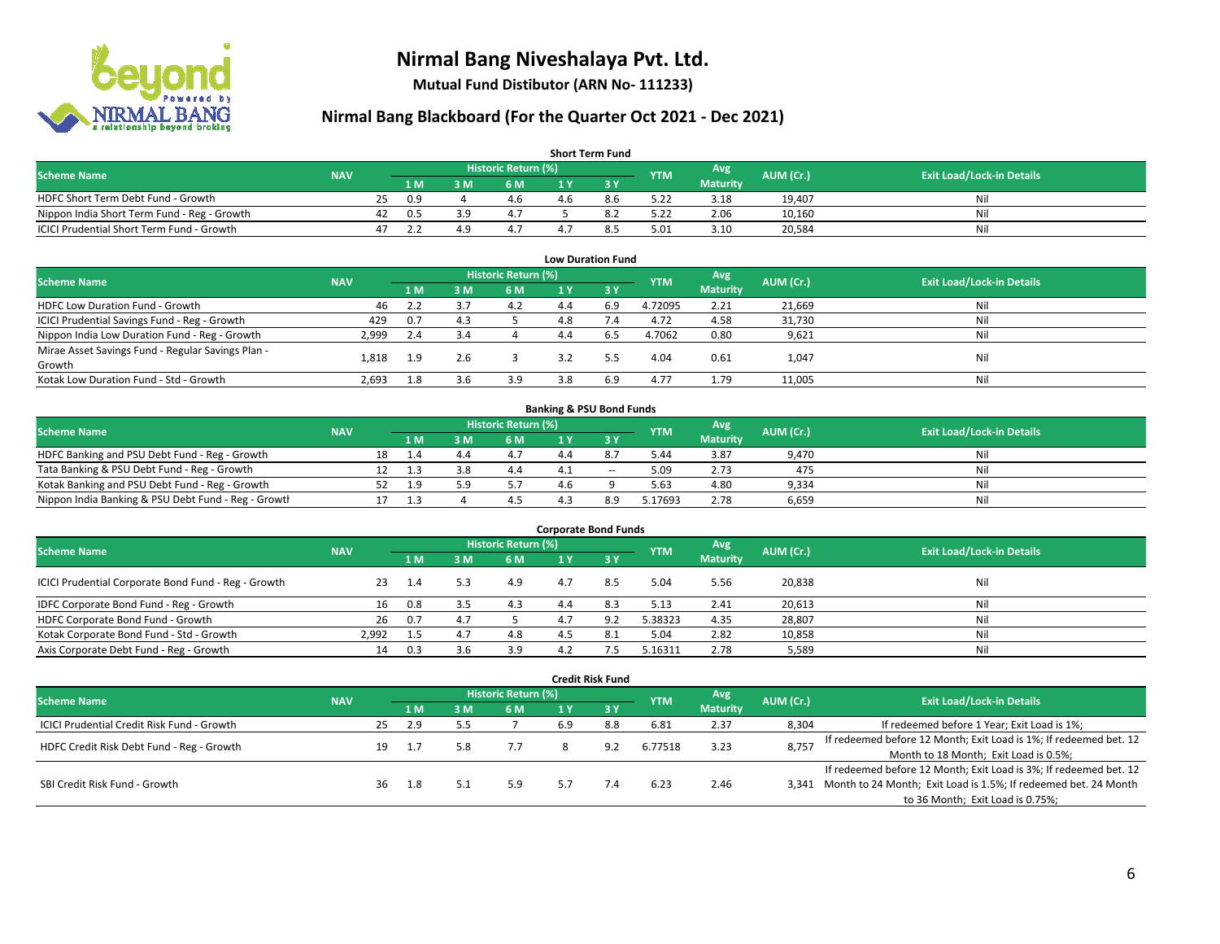# Nirmal Bang Niveshalaya Pvt. Ltd.

**Mutual Fund Distibutor (ARN No- 111233)**

## Nirmal Bang Blackboard (For the Quarter Oct 2021 - Dec 2021)

### Short Term Fund

| Scheme Name | NAV | Historic Return (%) | | | | | YTM | Avg Maturity | AUM (Cr.) | Exit Load/Lock-in Details |
|---|---|---|---|---|---|---|---|---|---|---|
| | | 1 M | 3 M | 6 M | 1 Y | 3 Y | | | | |
| HDFC Short Term Debt Fund - Growth | 25 | 0.9 | 4 | 4.6 | 4.6 | 8.6 | 5.22 | 3.18 | 19,407 | Nil |
| Nippon India Short Term Fund - Reg - Growth | 42 | 0.5 | 3.9 | 4.7 | 5 | 8.2 | 5.22 | 2.06 | 10,160 | Nil |
| ICICI Prudential Short Term Fund - Growth | 47 | 2.2 | 4.9 | 4.7 | 4.7 | 8.5 | 5.01 | 3.10 | 20,584 | Nil |

### Low Duration Fund

| Scheme Name | NAV | Historic Return (%) | | | | | YTM | Avg Maturity | AUM (Cr.) | Exit Load/Lock-in Details |
|---|---|---|---|---|---|---|---|---|---|---|
| | | 1 M | 3 M | 6 M | 1 Y | 3 Y | | | | |
| HDFC Low Duration Fund - Growth | 46 | 2.2 | 3.7 | 4.2 | 4.4 | 6.9 | 4.72095 | 2.21 | 21,669 | Nil |
| ICICI Prudential Savings Fund - Reg - Growth | 429 | 0.7 | 4.3 | 5 | 4.8 | 7.4 | 4.72 | 4.58 | 31,730 | Nil |
| Nippon India Low Duration Fund - Reg - Growth | 2,999 | 2.4 | 3.4 | 4 | 4.4 | 6.5 | 4.7062 | 0.80 | 9,621 | Nil |
| Mirae Asset Savings Fund - Regular Savings Plan - Growth | 1,818 | 1.9 | 2.6 | 3 | 3.2 | 5.5 | 4.04 | 0.61 | 1,047 | Nil |
| Kotak Low Duration Fund - Std - Growth | 2,693 | 1.8 | 3.6 | 3.9 | 3.8 | 6.9 | 4.77 | 1.79 | 11,005 | Nil |

### Banking & PSU Bond Funds

| Scheme Name | NAV | Historic Return (%) | | | | | YTM | Avg Maturity | AUM (Cr.) | Exit Load/Lock-in Details |
|---|---|---|---|---|---|---|---|---|---|---|
| | | 1 M | 3 M | 6 M | 1 Y | 3 Y | | | | |
| HDFC Banking and PSU Debt Fund - Reg - Growth | 18 | 1.4 | 4.4 | 4.7 | 4.4 | 8.7 | 5.44 | 3.87 | 9,470 | Nil |
| Tata Banking & PSU Debt Fund - Reg - Growth | 12 | 1.3 | 3.8 | 4.4 | 4.1 | -- | 5.09 | 2.73 | 475 | Nil |
| Kotak Banking and PSU Debt Fund - Reg - Growth | 52 | 1.9 | 5.9 | 5.7 | 4.6 | 9 | 5.63 | 4.80 | 9,334 | Nil |
| Nippon India Banking & PSU Debt Fund - Reg - Growth | 17 | 1.3 | 4 | 4.5 | 4.3 | 8.9 | 5.17693 | 2.78 | 6,659 | Nil |

### Corporate Bond Funds

| Scheme Name | NAV | Historic Return (%) | | | | | YTM | Avg Maturity | AUM (Cr.) | Exit Load/Lock-in Details |
|---|---|---|---|---|---|---|---|---|---|---|
| | | 1 M | 3 M | 6 M | 1 Y | 3 Y | | | | |
| ICICI Prudential Corporate Bond Fund - Reg - Growth | 23 | 1.4 | 5.3 | 4.9 | 4.7 | 8.5 | 5.04 | 5.56 | 20,838 | Nil |
| IDFC Corporate Bond Fund - Reg - Growth | 16 | 0.8 | 3.5 | 4.3 | 4.4 | 8.3 | 5.13 | 2.41 | 20,613 | Nil |
| HDFC Corporate Bond Fund - Growth | 26 | 0.7 | 4.7 | 5 | 4.7 | 9.2 | 5.38323 | 4.35 | 28,807 | Nil |
| Kotak Corporate Bond Fund - Std - Growth | 2,992 | 1.5 | 4.7 | 4.8 | 4.5 | 8.1 | 5.04 | 2.82 | 10,858 | Nil |
| Axis Corporate Debt Fund - Reg - Growth | 14 | 0.3 | 3.6 | 3.9 | 4.2 | 7.5 | 5.16311 | 2.78 | 5,589 | Nil |

### Credit Risk Fund

| Scheme Name | NAV | Historic Return (%) | | | | | YTM | Avg Maturity | AUM (Cr.) | Exit Load/Lock-in Details |
|---|---|---|---|---|---|---|---|---|---|---|
| | | 1 M | 3 M | 6 M | 1 Y | 3 Y | | | | |
| ICICI Prudential Credit Risk Fund - Growth | 25 | 2.9 | 5.5 | 7 | 6.9 | 8.8 | 6.81 | 2.37 | 8,304 | If redeemed before 1 Year; Exit Load is 1%; |
| HDFC Credit Risk Debt Fund - Reg - Growth | 19 | 1.7 | 5.8 | 7.7 | 8 | 9.2 | 6.77518 | 3.23 | 8,757 | If redeemed before 12 Month; Exit Load is 1%; If redeemed bet. 12 Month to 18 Month; Exit Load is 0.5%; |
| SBI Credit Risk Fund - Growth | 36 | 1.8 | 5.1 | 5.9 | 5.7 | 7.4 | 6.23 | 2.46 | 3,341 | If redeemed before 12 Month; Exit Load is 3%; If redeemed bet. 12 Month to 24 Month; Exit Load is 1.5%; If redeemed bet. 24 Month to 36 Month; Exit Load is 0.75%; |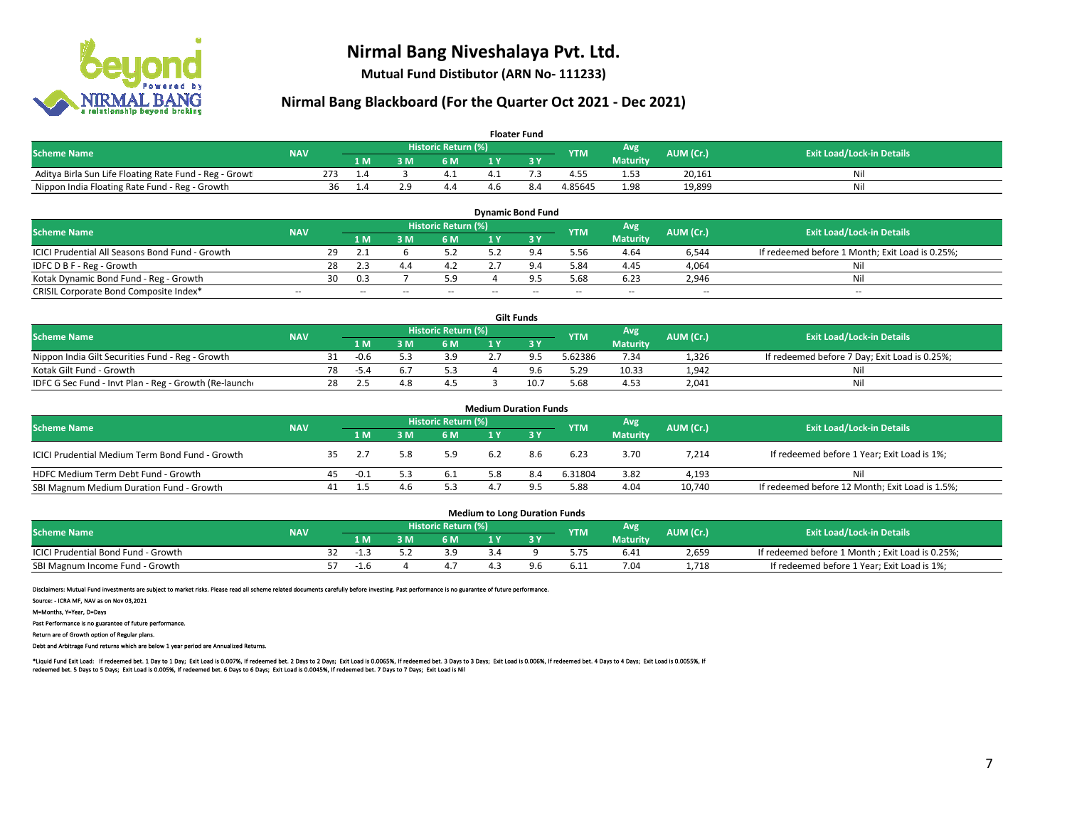# Nirmal Bang Niveshalaya Pvt. Ltd.

**Mutual Fund Distibutor (ARN No- 111233)**

## Nirmal Bang Blackboard (For the Quarter Oct 2021 - Dec 2021)

### Floater Fund

| Scheme Name | NAV | Historic Return (%) | | | | | YTM | Avg Maturity | AUM (Cr.) | Exit Load/Lock-in Details |
|---|---|---|---|---|---|---|---|---|---|---|
| | | 1 M | 3 M | 6 M | 1 Y | 3 Y | | | | |
| Aditya Birla Sun Life Floating Rate Fund - Reg - Growt | 273 | 1.4 | 3 | 4.1 | 4.1 | 7.3 | 4.55 | 1.53 | 20,161 | Nil |
| Nippon India Floating Rate Fund - Reg - Growth | 36 | 1.4 | 2.9 | 4.4 | 4.6 | 8.4 | 4.85645 | 1.98 | 19,899 | Nil |

### Dynamic Bond Fund

| Scheme Name | NAV | Historic Return (%) | | | | | YTM | Avg Maturity | AUM (Cr.) | Exit Load/Lock-in Details |
|---|---|---|---|---|---|---|---|---|---|---|
| | | 1 M | 3 M | 6 M | 1 Y | 3 Y | | | | |
| ICICI Prudential All Seasons Bond Fund - Growth | 29 | 2.1 | 6 | 5.2 | 5.2 | 9.4 | 5.56 | 4.64 | 6,544 | If redeemed before 1 Month; Exit Load is 0.25%; |
| IDFC D B F - Reg - Growth | 28 | 2.3 | 4.4 | 4.2 | 2.7 | 9.4 | 5.84 | 4.45 | 4,064 | Nil |
| Kotak Dynamic Bond Fund - Reg - Growth | 30 | 0.3 | 7 | 5.9 | 4 | 9.5 | 5.68 | 6.23 | 2,946 | Nil |
| CRISIL Corporate Bond Composite Index* | -- | -- | -- | -- | -- | -- | -- | -- | -- | -- |

### Gilt Funds

| Scheme Name | NAV | Historic Return (%) | | | | | YTM | Avg Maturity | AUM (Cr.) | Exit Load/Lock-in Details |
|---|---|---|---|---|---|---|---|---|---|---|
| | | 1 M | 3 M | 6 M | 1 Y | 3 Y | | | | |
| Nippon India Gilt Securities Fund - Reg - Growth | 31 | -0.6 | 5.3 | 3.9 | 2.7 | 9.5 | 5.62386 | 7.34 | 1,326 | If redeemed before 7 Day; Exit Load is 0.25%; |
| Kotak Gilt Fund - Growth | 78 | -5.4 | 6.7 | 5.3 | 4 | 9.6 | 5.29 | 10.33 | 1,942 | Nil |
| IDFC G Sec Fund - Invt Plan - Reg - Growth (Re-launch | 28 | 2.5 | 4.8 | 4.5 | 3 | 10.7 | 5.68 | 4.53 | 2,041 | Nil |

### Medium Duration Funds

| Scheme Name | NAV | Historic Return (%) | | | | | YTM | Avg Maturity | AUM (Cr.) | Exit Load/Lock-in Details |
|---|---|---|---|---|---|---|---|---|---|---|
| | | 1 M | 3 M | 6 M | 1 Y | 3 Y | | | | |
| ICICI Prudential Medium Term Bond Fund - Growth | 35 | 2.7 | 5.8 | 5.9 | 6.2 | 8.6 | 6.23 | 3.70 | 7,214 | If redeemed before 1 Year; Exit Load is 1%; |
| HDFC Medium Term Debt Fund - Growth | 45 | -0.1 | 5.3 | 6.1 | 5.8 | 8.4 | 6.31804 | 3.82 | 4,193 | Nil |
| SBI Magnum Medium Duration Fund - Growth | 41 | 1.5 | 4.6 | 5.3 | 4.7 | 9.5 | 5.88 | 4.04 | 10,740 | If redeemed before 12 Month; Exit Load is 1.5%; |

### Medium to Long Duration Funds

| Scheme Name | NAV | Historic Return (%) | | | | | YTM | Avg Maturity | AUM (Cr.) | Exit Load/Lock-in Details |
|---|---|---|---|---|---|---|---|---|---|---|
| | | 1 M | 3 M | 6 M | 1 Y | 3 Y | | | | |
| ICICI Prudential Bond Fund - Growth | 32 | -1.3 | 5.2 | 3.9 | 3.4 | 9 | 5.75 | 6.41 | 2,659 | If redeemed before 1 Month ; Exit Load is 0.25%; |
| SBI Magnum Income Fund - Growth | 57 | -1.6 | 4 | 4.7 | 4.3 | 9.6 | 6.11 | 7.04 | 1,718 | If redeemed before 1 Year; Exit Load is 1%; |

Disclaimers: Mutual Fund investments are subject to market risks. Please read all scheme related documents carefully before investing. Past performance is no guarantee of future performance.

Source: - ICRA MF, NAV as on Nov 03,2021

M=Months, Y=Year, D=Days

Past Performance is no guarantee of future performance.

Return are of Growth option of Regular plans.

Debt and Arbitrage Fund returns which are below 1 year period are Annualized Returns.

*Liquid Fund Exit Load: If redeemed bet. 1 Day to 1 Day; Exit Load is 0.007%, If redeemed bet. 2 Days to 2 Days; Exit Load is 0.0065%, If redeemed bet. 3 Days to 3 Days; Exit Load is 0.006%, If redeemed bet. 4 Days to 4 Days; Exit Load is 0.0055%, If redeemed bet. 5 Days to 5 Days; Exit Load is 0.005%, If redeemed bet. 6 Days to 6 Days; Exit Load is 0.0045%, If redeemed bet. 7 Days to 7 Days; Exit Load is Nil